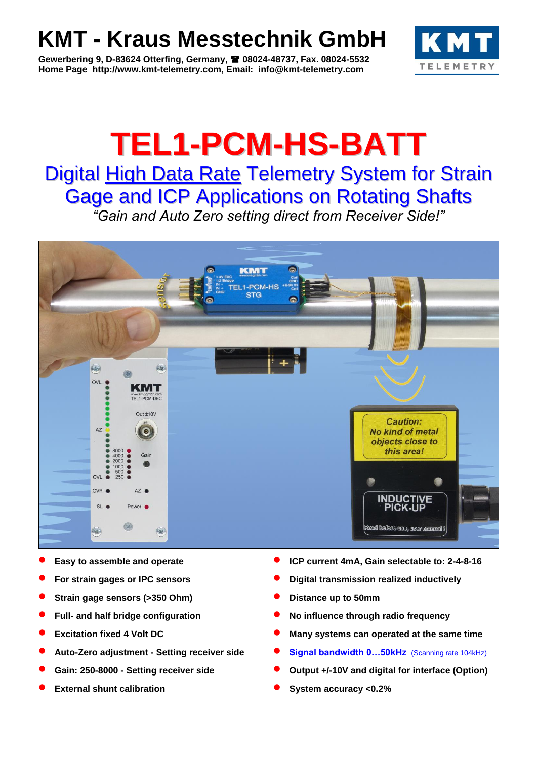# KMT - Kraus Messtechnik GmbH

**Gewerbering 9, D-83624 Otterfing, Germany, ☎ 08024-48737, Fax. 08024-5532**
**Home Page http://www.kmt-telemetry.com, Email: info@kmt-telemetry.com**

# TEL1-PCM-HS-BATT

## Digital High Data Rate Telemetry System for Strain Gage and ICP Applications on Rotating Shafts

*"Gain and Auto Zero setting direct from Receiver Side!"*

- **Easy to assemble and operate**
- **For strain gages or IPC sensors**
- **Strain gage sensors (>350 Ohm)**
- **Full- and half bridge configuration**
- **Excitation fixed 4 Volt DC**
- **Auto-Zero adjustment - Setting receiver side**
- **Gain: 250-8000 - Setting receiver side**
- **External shunt calibration**
- **ICP current 4mA, Gain selectable to: 2-4-8-16**
- **Digital transmission realized inductively**
- **Distance up to 50mm**
- **No influence through radio frequency**
- **Many systems can operated at the same time**
- **Signal bandwidth 0…50kHz** (Scanning rate 104kHz)
- **Output +/-10V and digital for interface (Option)**
- **System accuracy <0.2%**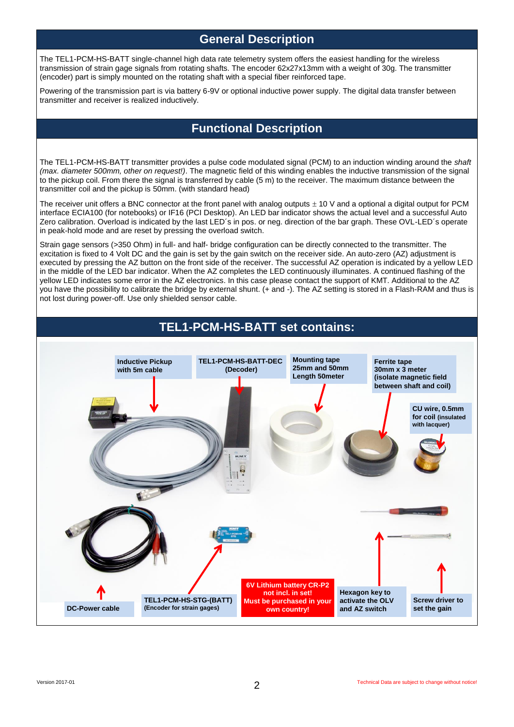## General Description

The TEL1-PCM-HS-BATT single-channel high data rate telemetry system offers the easiest handling for the wireless transmission of strain gage signals from rotating shafts. The encoder 62x27x13mm with a weight of 30g. The transmitter (encoder) part is simply mounted on the rotating shaft with a special fiber reinforced tape.

Powering of the transmission part is via battery 6-9V or optional inductive power supply. The digital data transfer between transmitter and receiver is realized inductively.

## Functional Description

The TEL1-PCM-HS-BATT transmitter provides a pulse code modulated signal (PCM) to an induction winding around the *shaft (max. diameter 500mm, other on request!)*. The magnetic field of this winding enables the inductive transmission of the signal to the pickup coil. From there the signal is transferred by cable (5 m) to the receiver. The maximum distance between the transmitter coil and the pickup is 50mm. (with standard head)

The receiver unit offers a BNC connector at the front panel with analog outputs ± 10 V and a optional a digital output for PCM interface ECIA100 (for notebooks) or IF16 (PCI Desktop). An LED bar indicator shows the actual level and a successful Auto Zero calibration. Overload is indicated by the last LED´s in pos. or neg. direction of the bar graph. These OVL-LED´s operate in peak-hold mode and are reset by pressing the overload switch.

Strain gage sensors (>350 Ohm) in full- and half- bridge configuration can be directly connected to the transmitter. The excitation is fixed to 4 Volt DC and the gain is set by the gain switch on the receiver side. An auto-zero (AZ) adjustment is executed by pressing the AZ button on the front side of the receiver. The successful AZ operation is indicated by a yellow LED in the middle of the LED bar indicator. When the AZ completes the LED continuously illuminates. A continued flashing of the yellow LED indicates some error in the AZ electronics. In this case please contact the support of KMT. Additional to the AZ you have the possibility to calibrate the bridge by external shunt. (+ and -). The AZ setting is stored in a Flash-RAM and thus is not lost during power-off. Use only shielded sensor cable.

## TEL1-PCM-HS-BATT set contains:

- **Inductive Pickup with 5m cable**
- **TEL1-PCM-HS-BATT-DEC (Decoder)**
- **Mounting tape 25mm and 50mm Length 50meter**
- **Ferrite tape 30mm x 3 meter (isolate magnetic field between shaft and coil)**
- **CU wire, 0.5mm for coil** (insulated with lacquer)
- **DC-Power cable**
- **TEL1-PCM-HS-STG-(BATT)** (Encoder for strain gages)
- **6V Lithium battery CR-P2 not incl. in set! Must be purchased in your own country!**
- **Hexagon key to activate the OLV and AZ switch**
- **Screw driver to set the gain**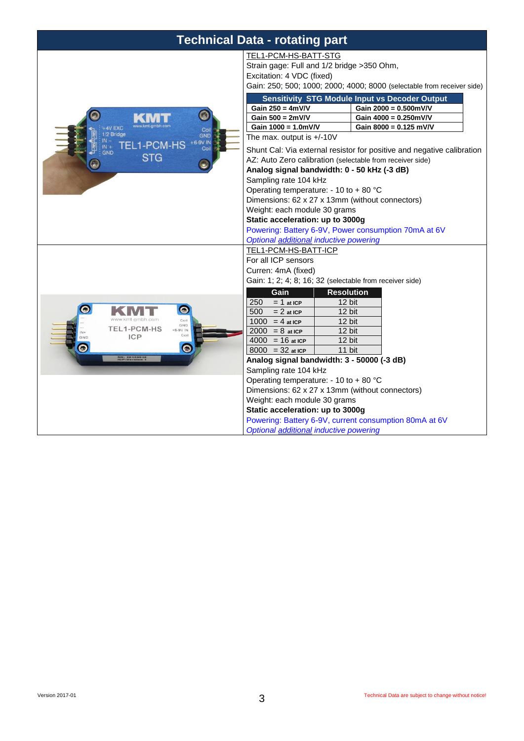# Technical Data - rotating part

<u>TEL1-PCM-HS-BATT-STG</u>

Strain gage: Full and 1/2 bridge >350 Ohm,

Excitation: 4 VDC (fixed)

Gain: 250; 500; 1000; 2000; 4000; 8000 (selectable from receiver side)

| Sensitivity STG Module Input vs Decoder Output | |
|---|---|
| **Gain 250 = 4mV/V** | **Gain 2000 = 0.500mV/V** |
| **Gain 500 = 2mV/V** | **Gain 4000 = 0.250mV/V** |
| **Gain 1000 = 1.0mV/V** | **Gain 8000 = 0.125 mV/V** |

The max. output is +/-10V

Shunt Cal: Via external resistor for positive and negative calibration

AZ: Auto Zero calibration (selectable from receiver side)

**Analog signal bandwidth: 0 - 50 kHz (-3 dB)**

Sampling rate 104 kHz

Operating temperature: - 10 to + 80 °C

Dimensions: 62 x 27 x 13mm (without connectors)

Weight: each module 30 grams

**Static acceleration: up to 3000g**

Powering: Battery 6-9V, Power consumption 70mA at 6V

*Optional additional inductive powering*

<u>TEL1-PCM-HS-BATT-ICP</u>

For all ICP sensors

Curren: 4mA (fixed)

Gain: 1; 2; 4; 8; 16; 32 (selectable from receiver side)

| Gain | Resolution |
|---|---|
| 250 = 1 at ICP | 12 bit |
| 500 = 2 at ICP | 12 bit |
| 1000 = 4 at ICP | 12 bit |
| 2000 = 8 at ICP | 12 bit |
| 4000 = 16 at ICP | 12 bit |
| 8000 = 32 at ICP | 11 bit |

**Analog signal bandwidth: 3 - 50000 (-3 dB)**

Sampling rate 104 kHz

Operating temperature: - 10 to + 80 °C

Dimensions: 62 x 27 x 13mm (without connectors)

Weight: each module 30 grams

**Static acceleration: up to 3000g**

Powering: Battery 6-9V, current consumption 80mA at 6V

*Optional additional inductive powering*

Version 2017-01

Technical Data are subject to change without notice!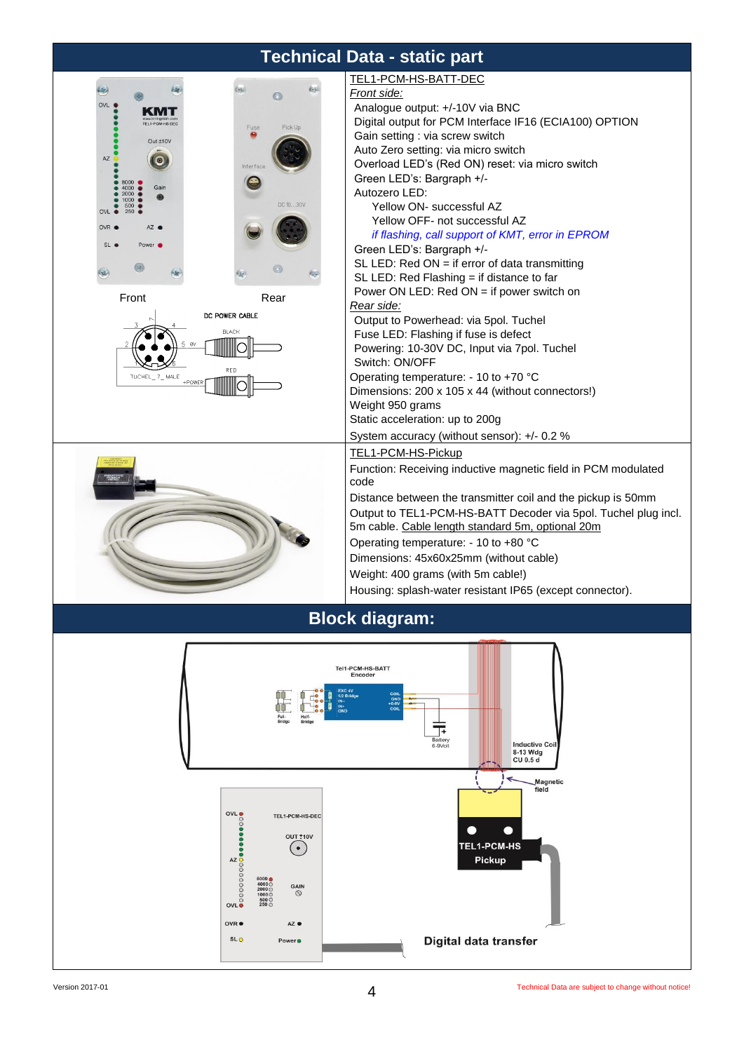## Technical Data - static part

Front

Rear

DC POWER CABLE

BLACK

RED

TUCHEL _ 7_ MALE

0V

+POWER

TEL1-PCM-HS-BATT-DEC

*Front side:*

- Analogue output: +/-10V via BNC
- Digital output for PCM Interface IF16 (ECIA100) OPTION
- Gain setting : via screw switch
- Auto Zero setting: via micro switch
- Overload LED's (Red ON) reset: via micro switch
- Green LED's: Bargraph +/-
- Autozero LED:
  - Yellow ON- successful AZ
  - Yellow OFF- not successful AZ
  - *if flashing, call support of KMT, error in EPROM*
- Green LED's: Bargraph +/-
- SL LED: Red ON = if error of data transmitting
- SL LED: Red Flashing = if distance to far
- Power ON LED: Red ON = if power switch on

*Rear side:*

- Output to Powerhead: via 5pol. Tuchel
- Fuse LED: Flashing if fuse is defect
- Powering: 10-30V DC, Input via 7pol. Tuchel
- Switch: ON/OFF

Operating temperature: - 10 to +70 °C
Dimensions: 200 x 105 x 44 (without connectors!)
Weight 950 grams
Static acceleration: up to 200g
System accuracy (without sensor): +/- 0.2 %

TEL1-PCM-HS-Pickup

Function: Receiving inductive magnetic field in PCM modulated code

Distance between the transmitter coil and the pickup is 50mm

Output to TEL1-PCM-HS-BATT Decoder via 5pol. Tuchel plug incl. 5m cable. Cable length standard 5m, optional 20m

Operating temperature: - 10 to +80 °C

Dimensions: 45x60x25mm (without cable)

Weight: 400 grams (with 5m cable!)

Housing: splash-water resistant IP65 (except connector).

## Block diagram:

Tel1-PCM-HS-BATT Encoder

Full-Bridge

Half-Bridge

Battery 6-9Volt

Inductive Coil 8-13 Wdg CU 0.5 d

Magnetic field

TEL1-PCM-HS Pickup

TEL1-PCM-HS-DEC

Digital data transfer

Version 2017-01

Technical Data are subject to change without notice!